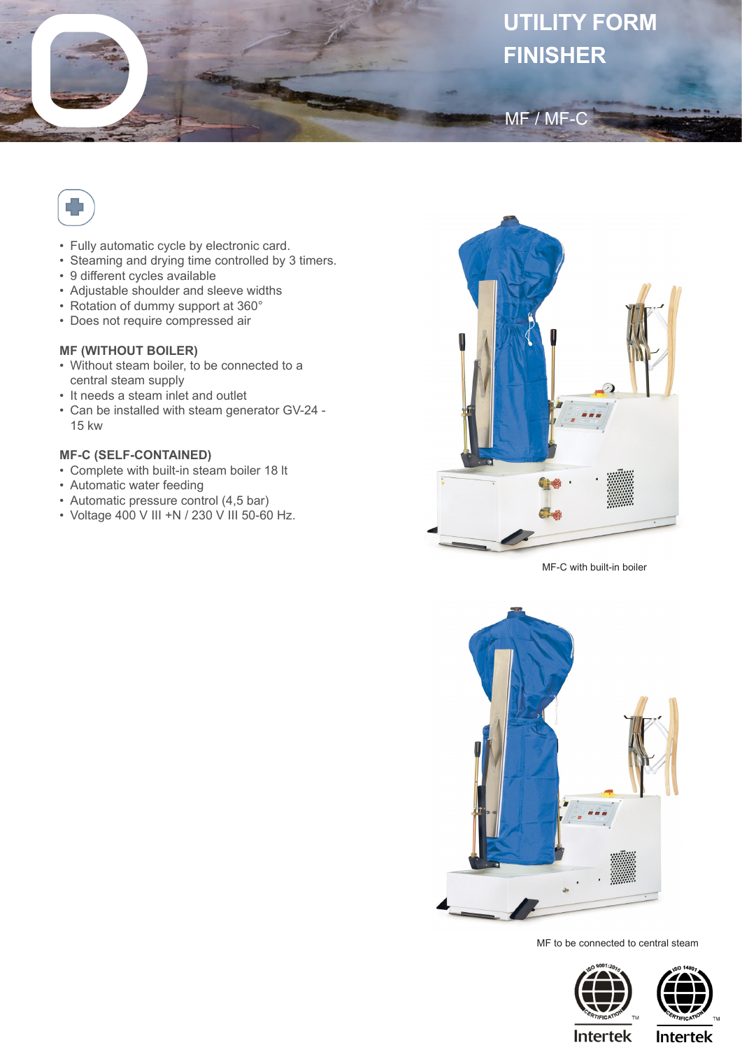# UTILITY FORM FINISHER

## MF / MF-C

- Fully automatic cycle by electronic card.
- Steaming and drying time controlled by 3 timers.
- 9 different cycles available
- Adjustable shoulder and sleeve widths
- Rotation of dummy support at 360°
- Does not require compressed air

**MF (WITHOUT BOILER)**

- Without steam boiler, to be connected to a central steam supply
- It needs a steam inlet and outlet
- Can be installed with steam generator GV-24 - 15 kw

**MF-C (SELF-CONTAINED)**

- Complete with built-in steam boiler 18 lt
- Automatic water feeding
- Automatic pressure control (4,5 bar)
- Voltage 400 V III +N / 230 V III 50-60 Hz.

MF-C with built-in boiler

MF to be connected to central steam

ISO 9001:2015 CERTIFICATION Intertek

ISO 14001 CERTIFICATION Intertek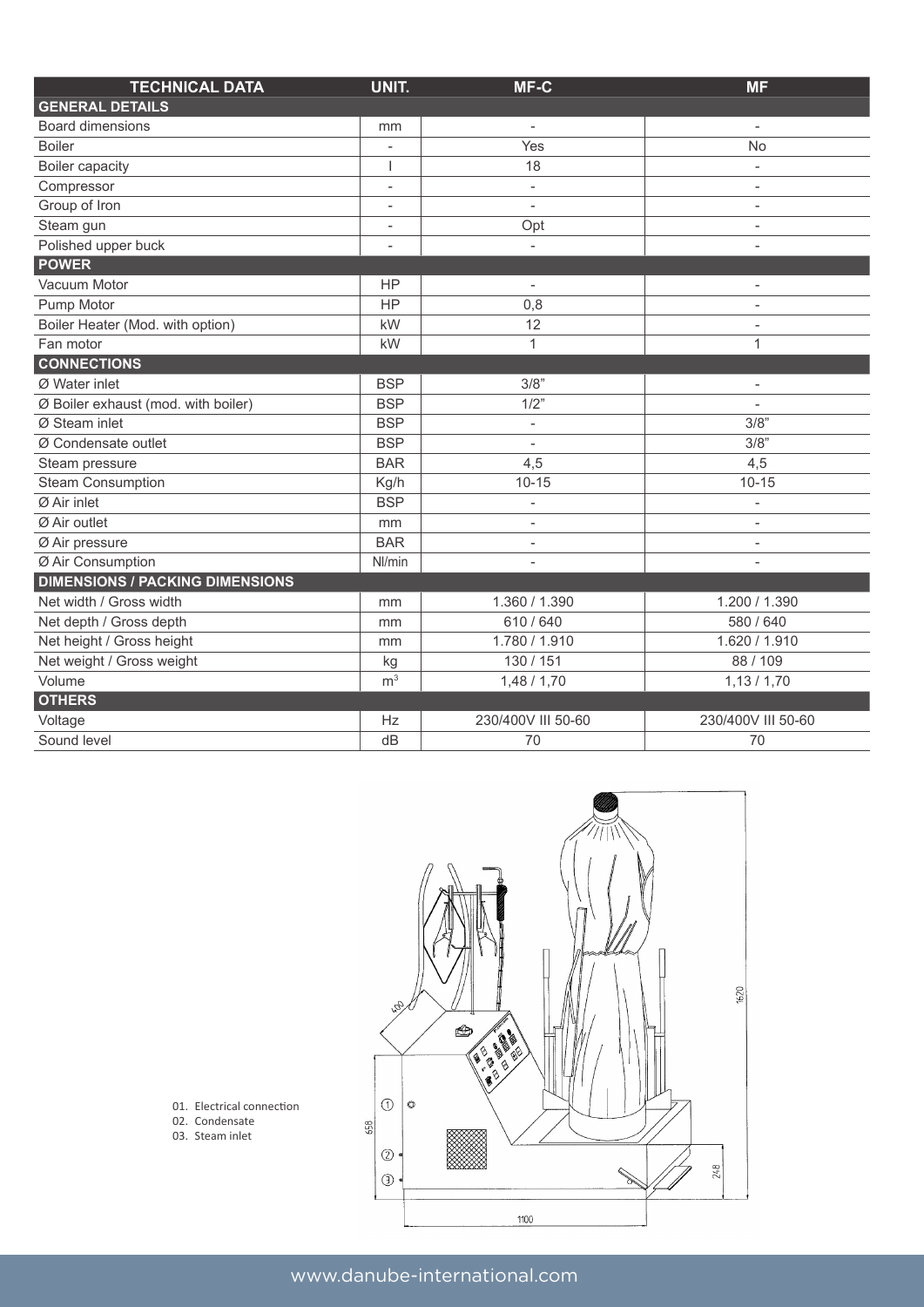| TECHNICAL DATA | UNIT. | MF-C | MF |
|---|---|---|---|
| **GENERAL DETAILS** | | | |
| Board dimensions | mm | - | - |
| Boiler | - | Yes | No |
| Boiler capacity | l | 18 | - |
| Compressor | - | - | - |
| Group of Iron | - | - | - |
| Steam gun | - | Opt | - |
| Polished upper buck | - | - | - |
| **POWER** | | | |
| Vacuum Motor | HP | - | - |
| Pump Motor | HP | 0,8 | - |
| Boiler Heater (Mod. with option) | kW | 12 | - |
| Fan motor | kW | 1 | 1 |
| **CONNECTIONS** | | | |
| Ø Water inlet | BSP | 3/8" | - |
| Ø Boiler exhaust (mod. with boiler) | BSP | 1/2" | - |
| Ø Steam inlet | BSP | - | 3/8" |
| Ø Condensate outlet | BSP | - | 3/8" |
| Steam pressure | BAR | 4,5 | 4,5 |
| Steam Consumption | Kg/h | 10-15 | 10-15 |
| Ø Air inlet | BSP | - | - |
| Ø Air outlet | mm | - | - |
| Ø Air pressure | BAR | - | - |
| Ø Air Consumption | Nl/min | - | - |
| **DIMENSIONS / PACKING DIMENSIONS** | | | |
| Net width / Gross width | mm | 1.360 / 1.390 | 1.200 / 1.390 |
| Net depth / Gross depth | mm | 610 / 640 | 580 / 640 |
| Net height / Gross height | mm | 1.780 / 1.910 | 1.620 / 1.910 |
| Net weight / Gross weight | kg | 130 / 151 | 88 / 109 |
| Volume | $m^3$ | 1,48 / 1,70 | 1,13 / 1,70 |
| **OTHERS** | | | |
| Voltage | Hz | 230/400V III 50-60 | 230/400V III 50-60 |
| Sound level | dB | 70 | 70 |

01. Electrical connection
02. Condensate
03. Steam inlet

400
1620
658
248
1100

www.danube-international.com